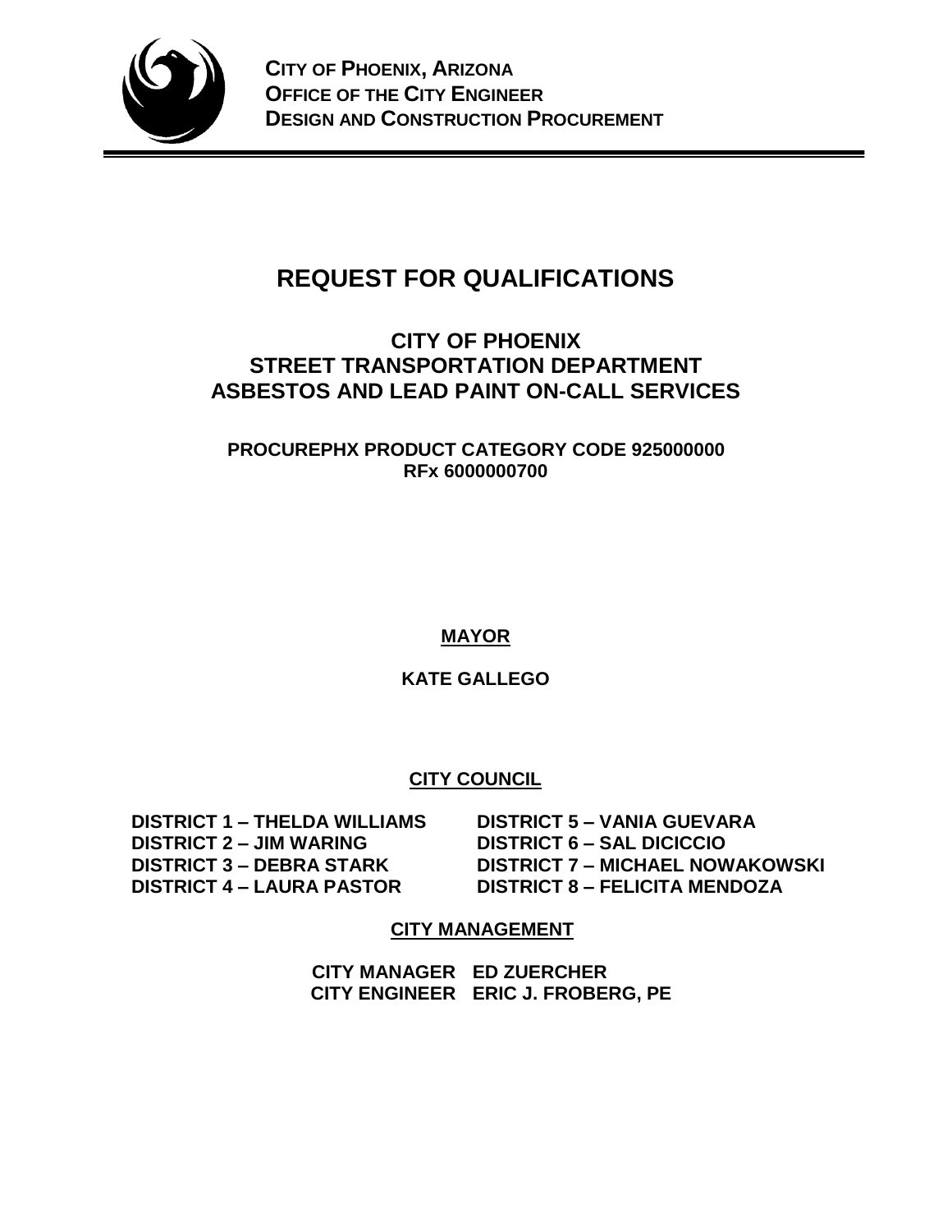**CITY OF PHOENIX, ARIZONA**
**OFFICE OF THE CITY ENGINEER**
**DESIGN AND CONSTRUCTION PROCUREMENT**

# REQUEST FOR QUALIFICATIONS

## CITY OF PHOENIX
## STREET TRANSPORTATION DEPARTMENT
## ASBESTOS AND LEAD PAINT ON-CALL SERVICES

**PROCUREPHX PRODUCT CATEGORY CODE 925000000**
**RFx 6000000700**

**MAYOR**

**KATE GALLEGO**

**CITY COUNCIL**

**DISTRICT 1 – THELDA WILLIAMS**
**DISTRICT 2 – JIM WARING**
**DISTRICT 3 – DEBRA STARK**
**DISTRICT 4 – LAURA PASTOR**
**DISTRICT 5 – VANIA GUEVARA**
**DISTRICT 6 – SAL DICICCIO**
**DISTRICT 7 – MICHAEL NOWAKOWSKI**
**DISTRICT 8 – FELICITA MENDOZA**

**CITY MANAGEMENT**

**CITY MANAGER ED ZUERCHER**
**CITY ENGINEER ERIC J. FROBERG, PE**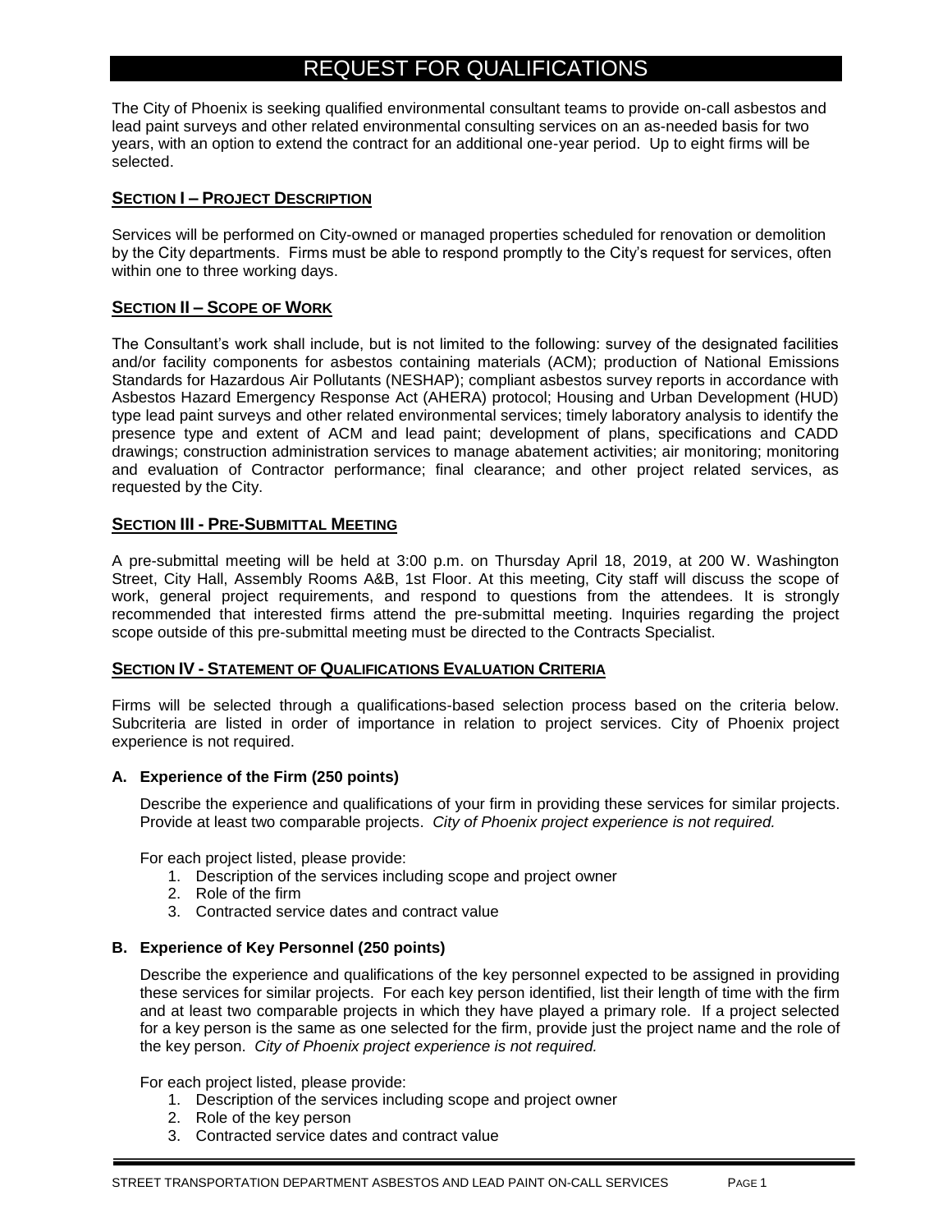# REQUEST FOR QUALIFICATIONS

The City of Phoenix is seeking qualified environmental consultant teams to provide on-call asbestos and lead paint surveys and other related environmental consulting services on an as-needed basis for two years, with an option to extend the contract for an additional one-year period. Up to eight firms will be selected.

## SECTION I – PROJECT DESCRIPTION

Services will be performed on City-owned or managed properties scheduled for renovation or demolition by the City departments. Firms must be able to respond promptly to the City's request for services, often within one to three working days.

## SECTION II – SCOPE OF WORK

The Consultant's work shall include, but is not limited to the following: survey of the designated facilities and/or facility components for asbestos containing materials (ACM); production of National Emissions Standards for Hazardous Air Pollutants (NESHAP); compliant asbestos survey reports in accordance with Asbestos Hazard Emergency Response Act (AHERA) protocol; Housing and Urban Development (HUD) type lead paint surveys and other related environmental services; timely laboratory analysis to identify the presence type and extent of ACM and lead paint; development of plans, specifications and CADD drawings; construction administration services to manage abatement activities; air monitoring; monitoring and evaluation of Contractor performance; final clearance; and other project related services, as requested by the City.

## SECTION III - PRE-SUBMITTAL MEETING

A pre-submittal meeting will be held at 3:00 p.m. on Thursday April 18, 2019, at 200 W. Washington Street, City Hall, Assembly Rooms A&B, 1st Floor. At this meeting, City staff will discuss the scope of work, general project requirements, and respond to questions from the attendees. It is strongly recommended that interested firms attend the pre-submittal meeting. Inquiries regarding the project scope outside of this pre-submittal meeting must be directed to the Contracts Specialist.

## SECTION IV - STATEMENT OF QUALIFICATIONS EVALUATION CRITERIA

Firms will be selected through a qualifications-based selection process based on the criteria below. Subcriteria are listed in order of importance in relation to project services. City of Phoenix project experience is not required.

### A. Experience of the Firm (250 points)

Describe the experience and qualifications of your firm in providing these services for similar projects. Provide at least two comparable projects. *City of Phoenix project experience is not required.*

For each project listed, please provide:

1. Description of the services including scope and project owner
2. Role of the firm
3. Contracted service dates and contract value

### B. Experience of Key Personnel (250 points)

Describe the experience and qualifications of the key personnel expected to be assigned in providing these services for similar projects. For each key person identified, list their length of time with the firm and at least two comparable projects in which they have played a primary role. If a project selected for a key person is the same as one selected for the firm, provide just the project name and the role of the key person. *City of Phoenix project experience is not required.*

For each project listed, please provide:

1. Description of the services including scope and project owner
2. Role of the key person
3. Contracted service dates and contract value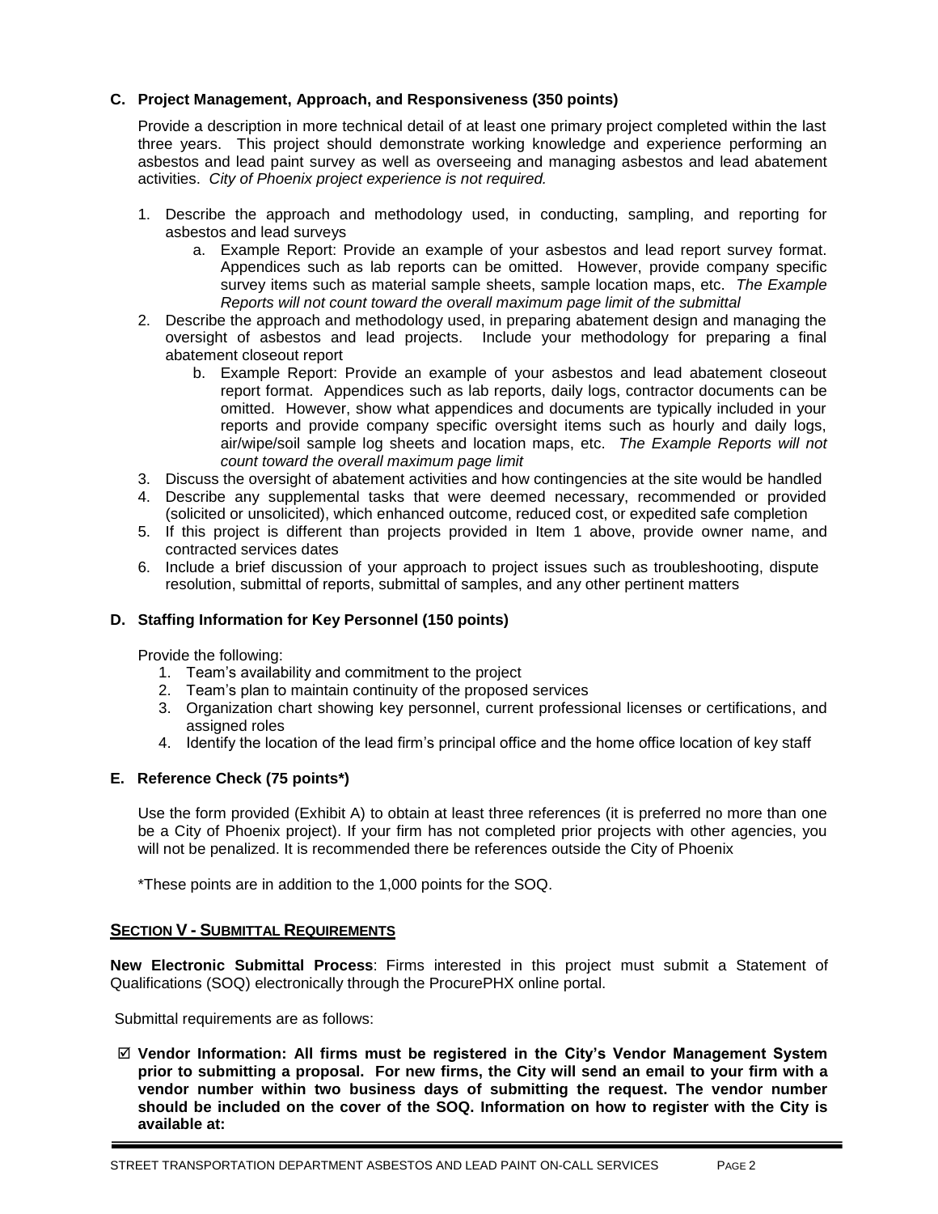**C. Project Management, Approach, and Responsiveness (350 points)**

Provide a description in more technical detail of at least one primary project completed within the last three years. This project should demonstrate working knowledge and experience performing an asbestos and lead paint survey as well as overseeing and managing asbestos and lead abatement activities. *City of Phoenix project experience is not required.*

1. Describe the approach and methodology used, in conducting, sampling, and reporting for asbestos and lead surveys
   a. Example Report: Provide an example of your asbestos and lead report survey format. Appendices such as lab reports can be omitted. However, provide company specific survey items such as material sample sheets, sample location maps, etc. *The Example Reports will not count toward the overall maximum page limit of the submittal*
2. Describe the approach and methodology used, in preparing abatement design and managing the oversight of asbestos and lead projects. Include your methodology for preparing a final abatement closeout report
   b. Example Report: Provide an example of your asbestos and lead abatement closeout report format. Appendices such as lab reports, daily logs, contractor documents can be omitted. However, show what appendices and documents are typically included in your reports and provide company specific oversight items such as hourly and daily logs, air/wipe/soil sample log sheets and location maps, etc. *The Example Reports will not count toward the overall maximum page limit*
3. Discuss the oversight of abatement activities and how contingencies at the site would be handled
4. Describe any supplemental tasks that were deemed necessary, recommended or provided (solicited or unsolicited), which enhanced outcome, reduced cost, or expedited safe completion
5. If this project is different than projects provided in Item 1 above, provide owner name, and contracted services dates
6. Include a brief discussion of your approach to project issues such as troubleshooting, dispute resolution, submittal of reports, submittal of samples, and any other pertinent matters

**D. Staffing Information for Key Personnel (150 points)**

Provide the following:

1. Team's availability and commitment to the project
2. Team's plan to maintain continuity of the proposed services
3. Organization chart showing key personnel, current professional licenses or certifications, and assigned roles
4. Identify the location of the lead firm's principal office and the home office location of key staff

**E. Reference Check (75 points*)**

Use the form provided (Exhibit A) to obtain at least three references (it is preferred no more than one be a City of Phoenix project). If your firm has not completed prior projects with other agencies, you will not be penalized. It is recommended there be references outside the City of Phoenix

*These points are in addition to the 1,000 points for the SOQ.

## SECTION V - SUBMITTAL REQUIREMENTS

**New Electronic Submittal Process**: Firms interested in this project must submit a Statement of Qualifications (SOQ) electronically through the ProcurePHX online portal.

Submittal requirements are as follows:

☑ **Vendor Information: All firms must be registered in the City's Vendor Management System prior to submitting a proposal. For new firms, the City will send an email to your firm with a vendor number within two business days of submitting the request. The vendor number should be included on the cover of the SOQ. Information on how to register with the City is available at:**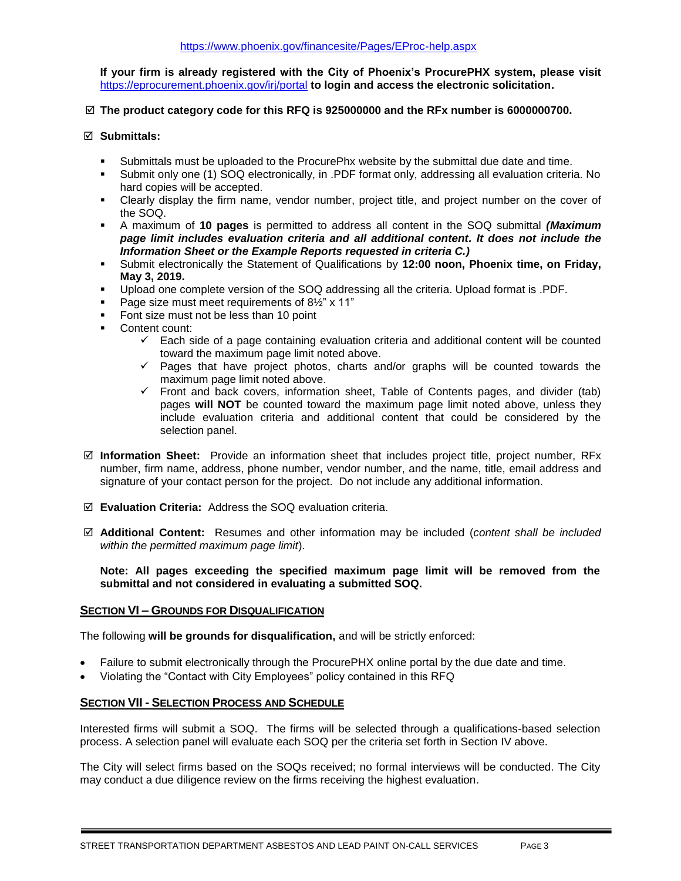https://www.phoenix.gov/financesite/Pages/EProc-help.aspx

**If your firm is already registered with the City of Phoenix's ProcurePHX system, please visit** https://eprocurement.phoenix.gov/irj/portal **to login and access the electronic solicitation.**

☑ **The product category code for this RFQ is 925000000 and the RFx number is 6000000700.**

☑ **Submittals:**

- Submittals must be uploaded to the ProcurePhx website by the submittal due date and time.
- Submit only one (1) SOQ electronically, in .PDF format only, addressing all evaluation criteria. No hard copies will be accepted.
- Clearly display the firm name, vendor number, project title, and project number on the cover of the SOQ.
- A maximum of **10 pages** is permitted to address all content in the SOQ submittal ***(Maximum page limit includes evaluation criteria and all additional content. It does not include the Information Sheet or the Example Reports requested in criteria C.)***
- Submit electronically the Statement of Qualifications by **12:00 noon, Phoenix time, on Friday, May 3, 2019.**
- Upload one complete version of the SOQ addressing all the criteria. Upload format is .PDF.
- Page size must meet requirements of 8½" x 11"
- Font size must not be less than 10 point
- Content count:
  - ✓ Each side of a page containing evaluation criteria and additional content will be counted toward the maximum page limit noted above.
  - ✓ Pages that have project photos, charts and/or graphs will be counted towards the maximum page limit noted above.
  - ✓ Front and back covers, information sheet, Table of Contents pages, and divider (tab) pages **will NOT** be counted toward the maximum page limit noted above, unless they include evaluation criteria and additional content that could be considered by the selection panel.

☑ **Information Sheet:** Provide an information sheet that includes project title, project number, RFx number, firm name, address, phone number, vendor number, and the name, title, email address and signature of your contact person for the project. Do not include any additional information.

☑ **Evaluation Criteria:** Address the SOQ evaluation criteria.

☑ **Additional Content:** Resumes and other information may be included (*content shall be included within the permitted maximum page limit*).

**Note: All pages exceeding the specified maximum page limit will be removed from the submittal and not considered in evaluating a submitted SOQ.**

## SECTION VI – GROUNDS FOR DISQUALIFICATION

The following **will be grounds for disqualification,** and will be strictly enforced:

- Failure to submit electronically through the ProcurePHX online portal by the due date and time.
- Violating the "Contact with City Employees" policy contained in this RFQ

## SECTION VII - SELECTION PROCESS AND SCHEDULE

Interested firms will submit a SOQ. The firms will be selected through a qualifications-based selection process. A selection panel will evaluate each SOQ per the criteria set forth in Section IV above.

The City will select firms based on the SOQs received; no formal interviews will be conducted. The City may conduct a due diligence review on the firms receiving the highest evaluation.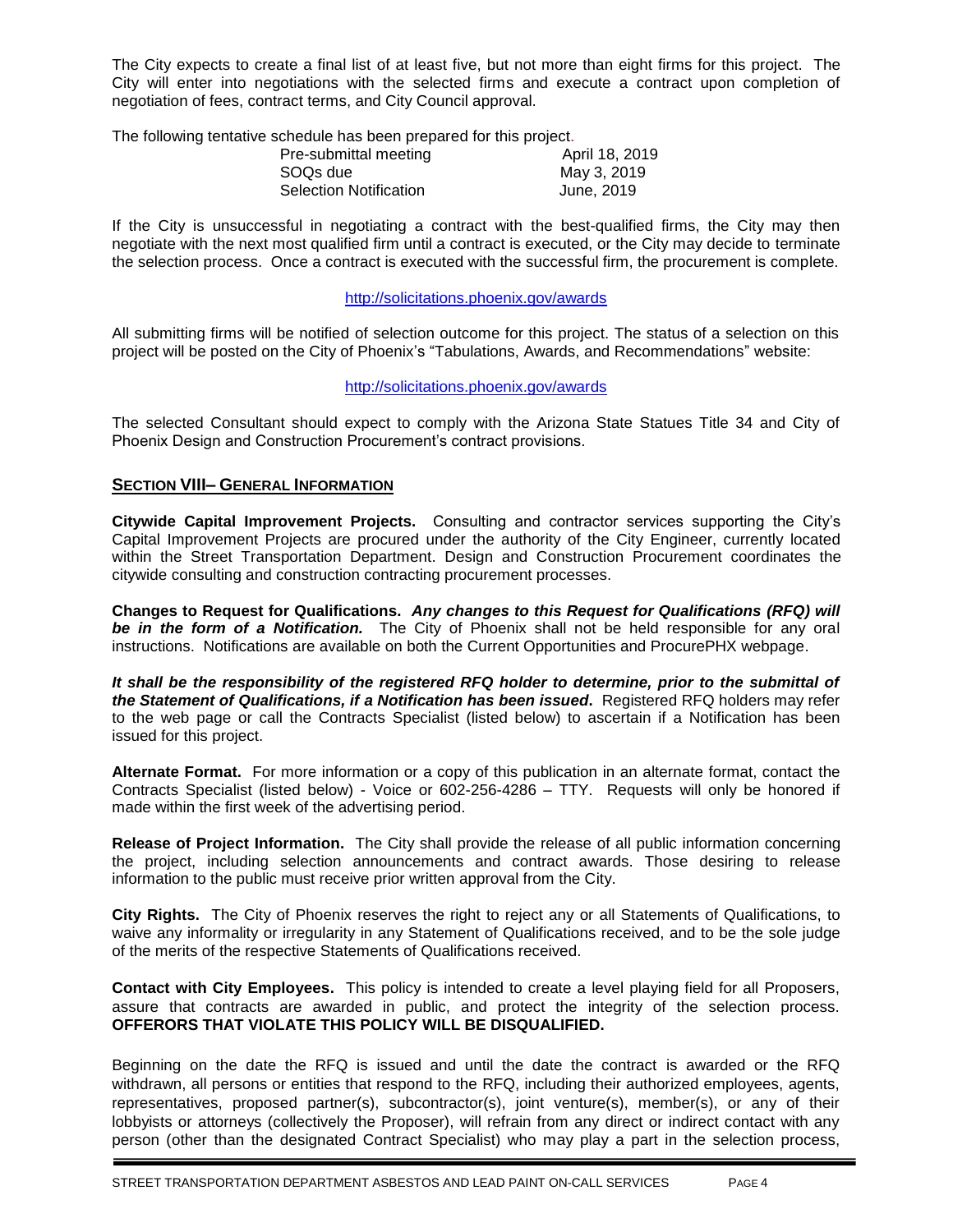The City expects to create a final list of at least five, but not more than eight firms for this project. The City will enter into negotiations with the selected firms and execute a contract upon completion of negotiation of fees, contract terms, and City Council approval.

The following tentative schedule has been prepared for this project.

| | |
|---|---|
| Pre-submittal meeting | April 18, 2019 |
| SOQs due | May 3, 2019 |
| Selection Notification | June, 2019 |

If the City is unsuccessful in negotiating a contract with the best-qualified firms, the City may then negotiate with the next most qualified firm until a contract is executed, or the City may decide to terminate the selection process. Once a contract is executed with the successful firm, the procurement is complete.

http://solicitations.phoenix.gov/awards

All submitting firms will be notified of selection outcome for this project. The status of a selection on this project will be posted on the City of Phoenix's "Tabulations, Awards, and Recommendations" website:

http://solicitations.phoenix.gov/awards

The selected Consultant should expect to comply with the Arizona State Statues Title 34 and City of Phoenix Design and Construction Procurement's contract provisions.

## SECTION VIII– GENERAL INFORMATION

**Citywide Capital Improvement Projects.** Consulting and contractor services supporting the City's Capital Improvement Projects are procured under the authority of the City Engineer, currently located within the Street Transportation Department. Design and Construction Procurement coordinates the citywide consulting and construction contracting procurement processes.

**Changes to Request for Qualifications.** ***Any changes to this Request for Qualifications (RFQ) will be in the form of a Notification.*** The City of Phoenix shall not be held responsible for any oral instructions. Notifications are available on both the Current Opportunities and ProcurePHX webpage.

***It shall be the responsibility of the registered RFQ holder to determine, prior to the submittal of the Statement of Qualifications, if a Notification has been issued*****.** Registered RFQ holders may refer to the web page or call the Contracts Specialist (listed below) to ascertain if a Notification has been issued for this project.

**Alternate Format.** For more information or a copy of this publication in an alternate format, contact the Contracts Specialist (listed below) - Voice or 602-256-4286 – TTY. Requests will only be honored if made within the first week of the advertising period.

**Release of Project Information.** The City shall provide the release of all public information concerning the project, including selection announcements and contract awards. Those desiring to release information to the public must receive prior written approval from the City.

**City Rights.** The City of Phoenix reserves the right to reject any or all Statements of Qualifications, to waive any informality or irregularity in any Statement of Qualifications received, and to be the sole judge of the merits of the respective Statements of Qualifications received.

**Contact with City Employees.** This policy is intended to create a level playing field for all Proposers, assure that contracts are awarded in public, and protect the integrity of the selection process. **OFFERORS THAT VIOLATE THIS POLICY WILL BE DISQUALIFIED.**

Beginning on the date the RFQ is issued and until the date the contract is awarded or the RFQ withdrawn, all persons or entities that respond to the RFQ, including their authorized employees, agents, representatives, proposed partner(s), subcontractor(s), joint venture(s), member(s), or any of their lobbyists or attorneys (collectively the Proposer), will refrain from any direct or indirect contact with any person (other than the designated Contract Specialist) who may play a part in the selection process,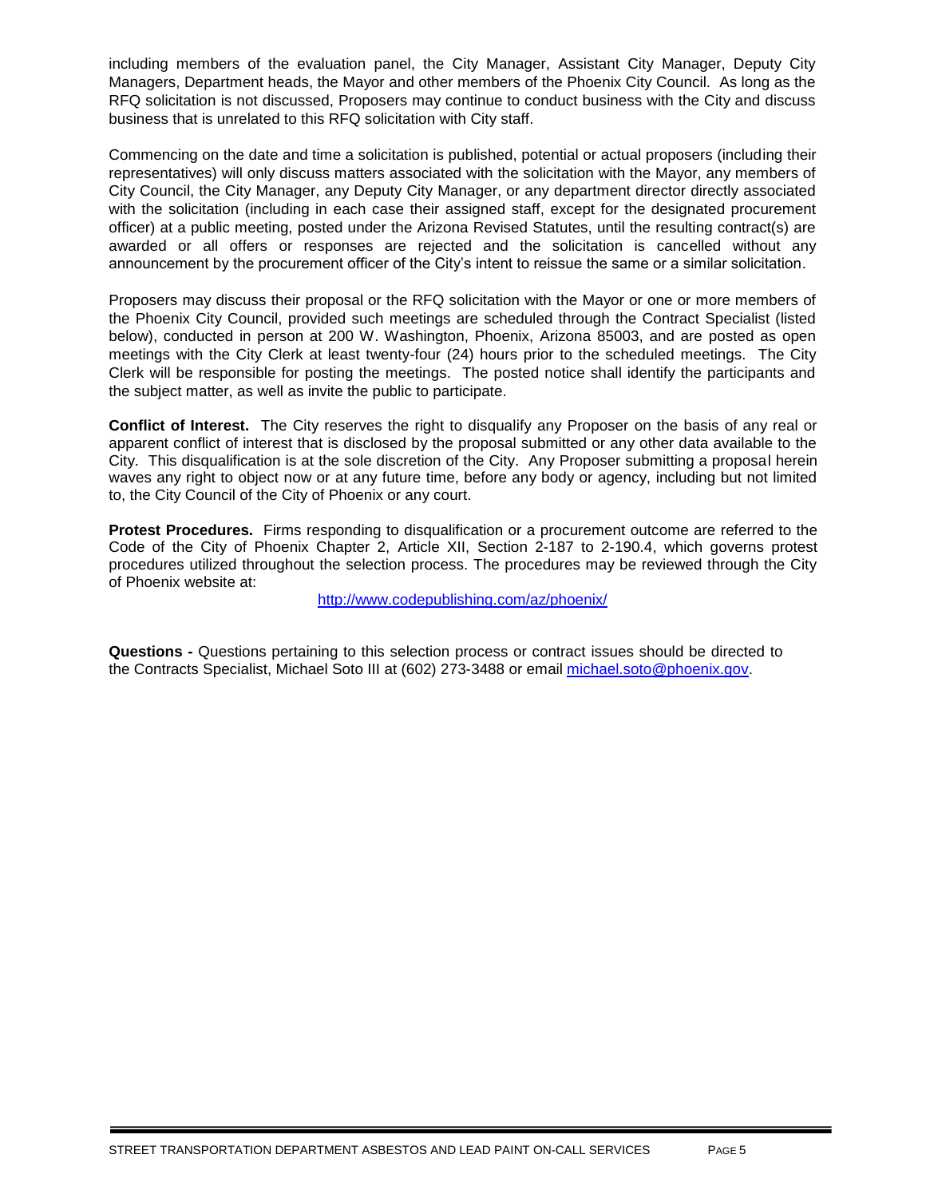including members of the evaluation panel, the City Manager, Assistant City Manager, Deputy City Managers, Department heads, the Mayor and other members of the Phoenix City Council. As long as the RFQ solicitation is not discussed, Proposers may continue to conduct business with the City and discuss business that is unrelated to this RFQ solicitation with City staff.

Commencing on the date and time a solicitation is published, potential or actual proposers (including their representatives) will only discuss matters associated with the solicitation with the Mayor, any members of City Council, the City Manager, any Deputy City Manager, or any department director directly associated with the solicitation (including in each case their assigned staff, except for the designated procurement officer) at a public meeting, posted under the Arizona Revised Statutes, until the resulting contract(s) are awarded or all offers or responses are rejected and the solicitation is cancelled without any announcement by the procurement officer of the City's intent to reissue the same or a similar solicitation.

Proposers may discuss their proposal or the RFQ solicitation with the Mayor or one or more members of the Phoenix City Council, provided such meetings are scheduled through the Contract Specialist (listed below), conducted in person at 200 W. Washington, Phoenix, Arizona 85003, and are posted as open meetings with the City Clerk at least twenty-four (24) hours prior to the scheduled meetings. The City Clerk will be responsible for posting the meetings. The posted notice shall identify the participants and the subject matter, as well as invite the public to participate.

**Conflict of Interest.** The City reserves the right to disqualify any Proposer on the basis of any real or apparent conflict of interest that is disclosed by the proposal submitted or any other data available to the City. This disqualification is at the sole discretion of the City. Any Proposer submitting a proposal herein waves any right to object now or at any future time, before any body or agency, including but not limited to, the City Council of the City of Phoenix or any court.

**Protest Procedures.** Firms responding to disqualification or a procurement outcome are referred to the Code of the City of Phoenix Chapter 2, Article XII, Section 2-187 to 2-190.4, which governs protest procedures utilized throughout the selection process. The procedures may be reviewed through the City of Phoenix website at:

http://www.codepublishing.com/az/phoenix/

**Questions -** Questions pertaining to this selection process or contract issues should be directed to the Contracts Specialist, Michael Soto III at (602) 273-3488 or email michael.soto@phoenix.gov.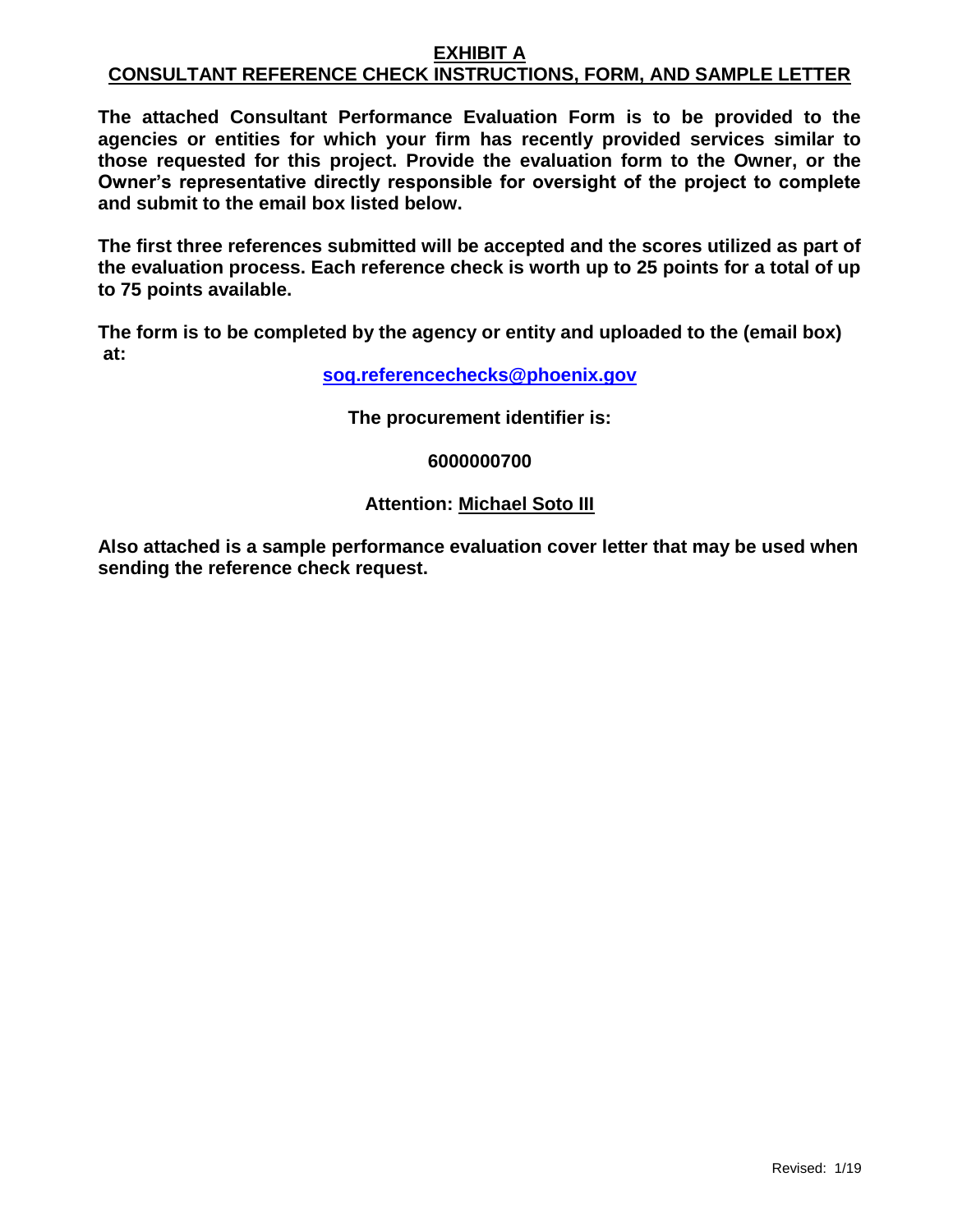# EXHIBIT A

## CONSULTANT REFERENCE CHECK INSTRUCTIONS, FORM, AND SAMPLE LETTER

**The attached Consultant Performance Evaluation Form is to be provided to the agencies or entities for which your firm has recently provided services similar to those requested for this project. Provide the evaluation form to the Owner, or the Owner's representative directly responsible for oversight of the project to complete and submit to the email box listed below.**

**The first three references submitted will be accepted and the scores utilized as part of the evaluation process. Each reference check is worth up to 25 points for a total of up to 75 points available.**

**The form is to be completed by the agency or entity and uploaded to the (email box) at:**

**soq.referencechecks@phoenix.gov**

**The procurement identifier is:**

**6000000700**

**Attention: Michael Soto III**

**Also attached is a sample performance evaluation cover letter that may be used when sending the reference check request.**

Revised: 1/19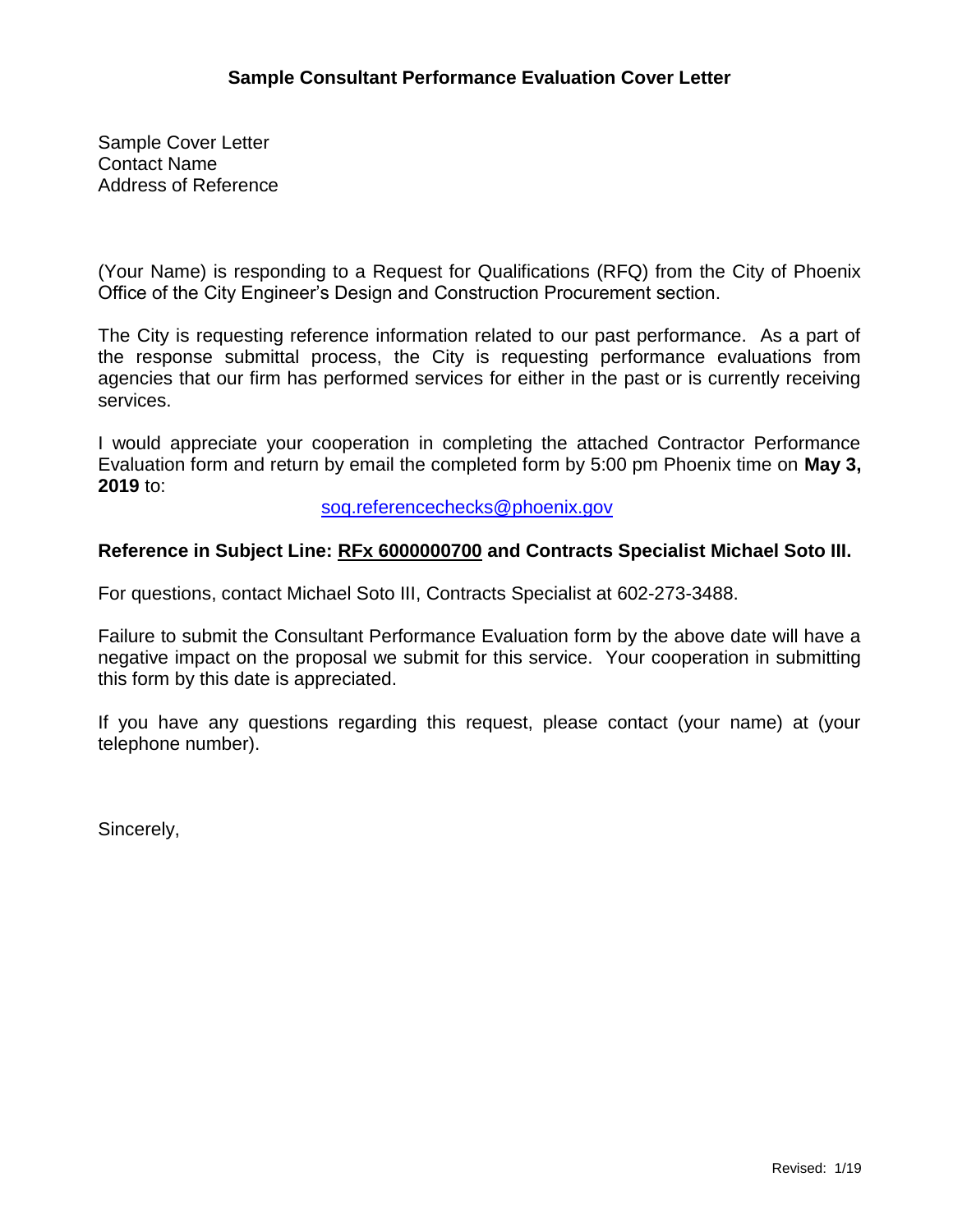## Sample Consultant Performance Evaluation Cover Letter

Sample Cover Letter
Contact Name
Address of Reference

(Your Name) is responding to a Request for Qualifications (RFQ) from the City of Phoenix Office of the City Engineer's Design and Construction Procurement section.

The City is requesting reference information related to our past performance. As a part of the response submittal process, the City is requesting performance evaluations from agencies that our firm has performed services for either in the past or is currently receiving services.

I would appreciate your cooperation in completing the attached Contractor Performance Evaluation form and return by email the completed form by 5:00 pm Phoenix time on **May 3, 2019** to:

soq.referencechecks@phoenix.gov

**Reference in Subject Line: RFx 6000000700 and Contracts Specialist Michael Soto III.**

For questions, contact Michael Soto III, Contracts Specialist at 602-273-3488.

Failure to submit the Consultant Performance Evaluation form by the above date will have a negative impact on the proposal we submit for this service. Your cooperation in submitting this form by this date is appreciated.

If you have any questions regarding this request, please contact (your name) at (your telephone number).

Sincerely,

Revised: 1/19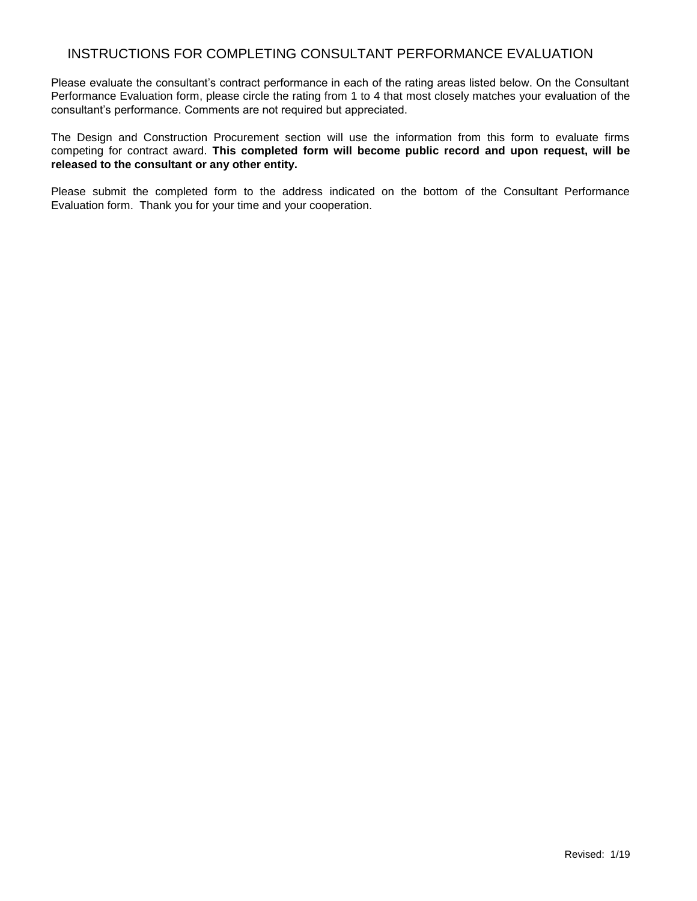## INSTRUCTIONS FOR COMPLETING CONSULTANT PERFORMANCE EVALUATION

Please evaluate the consultant's contract performance in each of the rating areas listed below. On the Consultant Performance Evaluation form, please circle the rating from 1 to 4 that most closely matches your evaluation of the consultant's performance. Comments are not required but appreciated.

The Design and Construction Procurement section will use the information from this form to evaluate firms competing for contract award. **This completed form will become public record and upon request, will be released to the consultant or any other entity.**

Please submit the completed form to the address indicated on the bottom of the Consultant Performance Evaluation form. Thank you for your time and your cooperation.

Revised: 1/19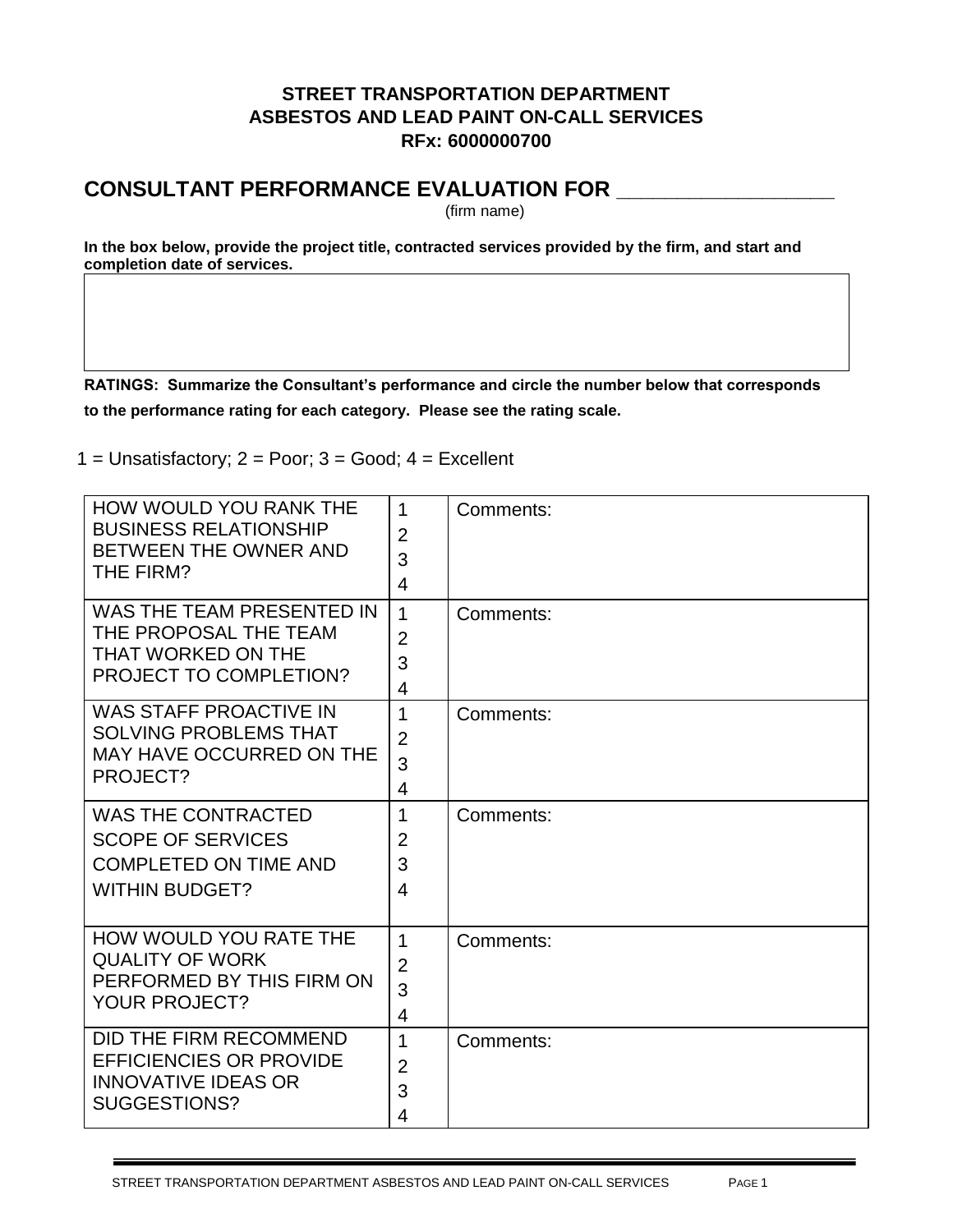**STREET TRANSPORTATION DEPARTMENT**
**ASBESTOS AND LEAD PAINT ON-CALL SERVICES**
**RFx: 6000000700**

## CONSULTANT PERFORMANCE EVALUATION FOR ____________________

(firm name)

**In the box below, provide the project title, contracted services provided by the firm, and start and completion date of services.**

| |
|---|
| |

**RATINGS: Summarize the Consultant's performance and circle the number below that corresponds to the performance rating for each category. Please see the rating scale.**

1 = Unsatisfactory; 2 = Poor; 3 = Good; 4 = Excellent

| | | |
|---|---|---|
| HOW WOULD YOU RANK THE BUSINESS RELATIONSHIP BETWEEN THE OWNER AND THE FIRM? | 1<br>2<br>3<br>4 | Comments: |
| WAS THE TEAM PRESENTED IN THE PROPOSAL THE TEAM THAT WORKED ON THE PROJECT TO COMPLETION? | 1<br>2<br>3<br>4 | Comments: |
| WAS STAFF PROACTIVE IN SOLVING PROBLEMS THAT MAY HAVE OCCURRED ON THE PROJECT? | 1<br>2<br>3<br>4 | Comments: |
| WAS THE CONTRACTED SCOPE OF SERVICES COMPLETED ON TIME AND WITHIN BUDGET? | 1<br>2<br>3<br>4 | Comments: |
| HOW WOULD YOU RATE THE QUALITY OF WORK PERFORMED BY THIS FIRM ON YOUR PROJECT? | 1<br>2<br>3<br>4 | Comments: |
| DID THE FIRM RECOMMEND EFFICIENCIES OR PROVIDE INNOVATIVE IDEAS OR SUGGESTIONS? | 1<br>2<br>3<br>4 | Comments: |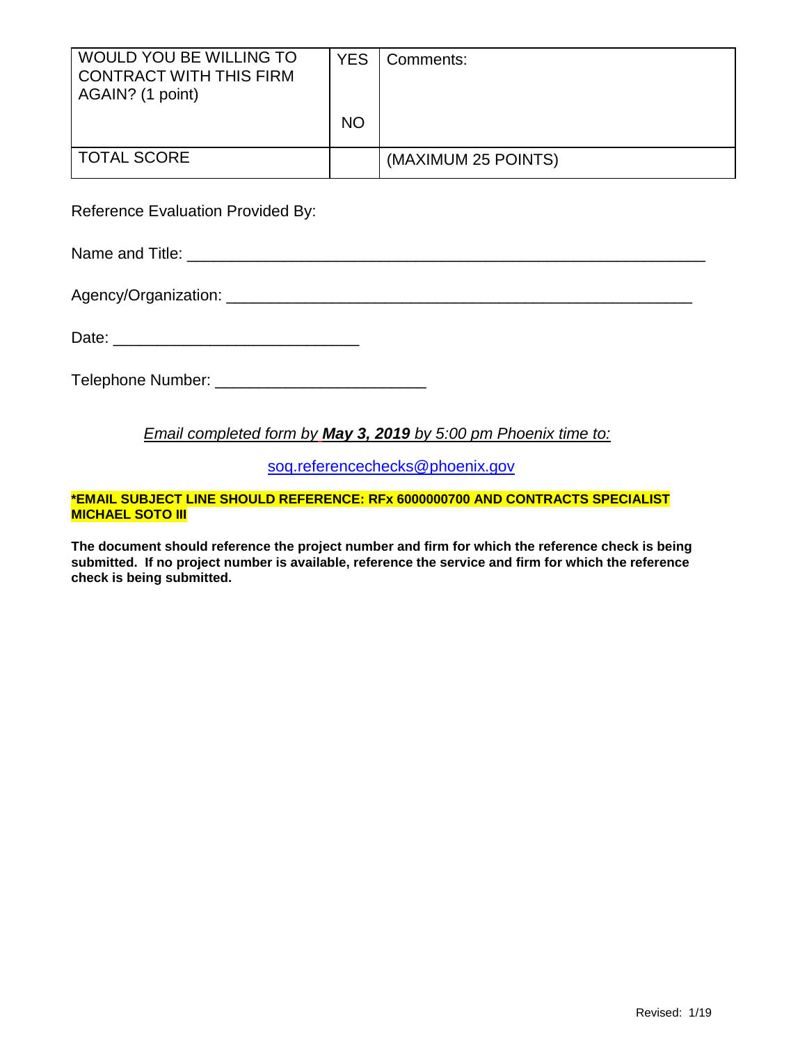| | | |
|---|---|---|
| WOULD YOU BE WILLING TO CONTRACT WITH THIS FIRM AGAIN? (1 point) | YES<br><br>NO | Comments: |
| TOTAL SCORE | | (MAXIMUM 25 POINTS) |

Reference Evaluation Provided By:

Name and Title: ___________________________________________________________

Agency/Organization: _______________________________________________________

Date: ____________________________

Telephone Number: ________________________

*Email completed form by **May 3, 2019** by 5:00 pm Phoenix time to:*

soq.referencechecks@phoenix.gov

**\*EMAIL SUBJECT LINE SHOULD REFERENCE: RFx 6000000700 AND CONTRACTS SPECIALIST MICHAEL SOTO III**

**The document should reference the project number and firm for which the reference check is being submitted. If no project number is available, reference the service and firm for which the reference check is being submitted.**

Revised: 1/19